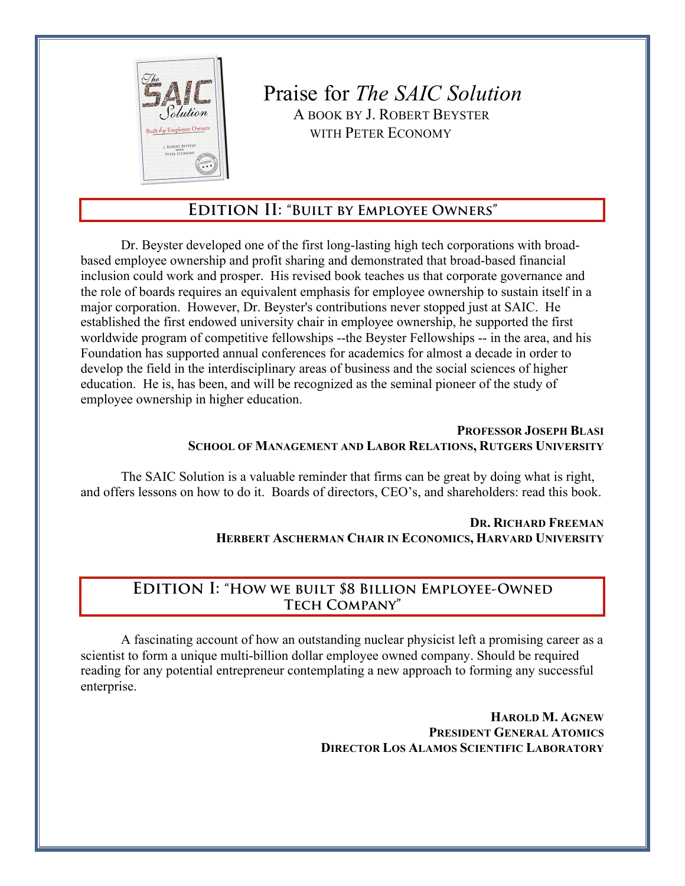# Praise for *The SAIC Solution*

A BOOK BY J. ROBERT BEYSTER
WITH PETER ECONOMY

## EDITION II: "BUILT BY EMPLOYEE OWNERS"

Dr. Beyster developed one of the first long-lasting high tech corporations with broad-based employee ownership and profit sharing and demonstrated that broad-based financial inclusion could work and prosper. His revised book teaches us that corporate governance and the role of boards requires an equivalent emphasis for employee ownership to sustain itself in a major corporation. However, Dr. Beyster's contributions never stopped just at SAIC. He established the first endowed university chair in employee ownership, he supported the first worldwide program of competitive fellowships --the Beyster Fellowships -- in the area, and his Foundation has supported annual conferences for academics for almost a decade in order to develop the field in the interdisciplinary areas of business and the social sciences of higher education. He is, has been, and will be recognized as the seminal pioneer of the study of employee ownership in higher education.

**PROFESSOR JOSEPH BLASI**
**SCHOOL OF MANAGEMENT AND LABOR RELATIONS, RUTGERS UNIVERSITY**

The SAIC Solution is a valuable reminder that firms can be great by doing what is right, and offers lessons on how to do it. Boards of directors, CEO's, and shareholders: read this book.

**DR. RICHARD FREEMAN**
**HERBERT ASCHERMAN CHAIR IN ECONOMICS, HARVARD UNIVERSITY**

## EDITION I: "HOW WE BUILT $8 BILLION EMPLOYEE-OWNED TECH COMPANY"

A fascinating account of how an outstanding nuclear physicist left a promising career as a scientist to form a unique multi-billion dollar employee owned company. Should be required reading for any potential entrepreneur contemplating a new approach to forming any successful enterprise.

**HAROLD M. AGNEW**
**PRESIDENT GENERAL ATOMICS**
**DIRECTOR LOS ALAMOS SCIENTIFIC LABORATORY**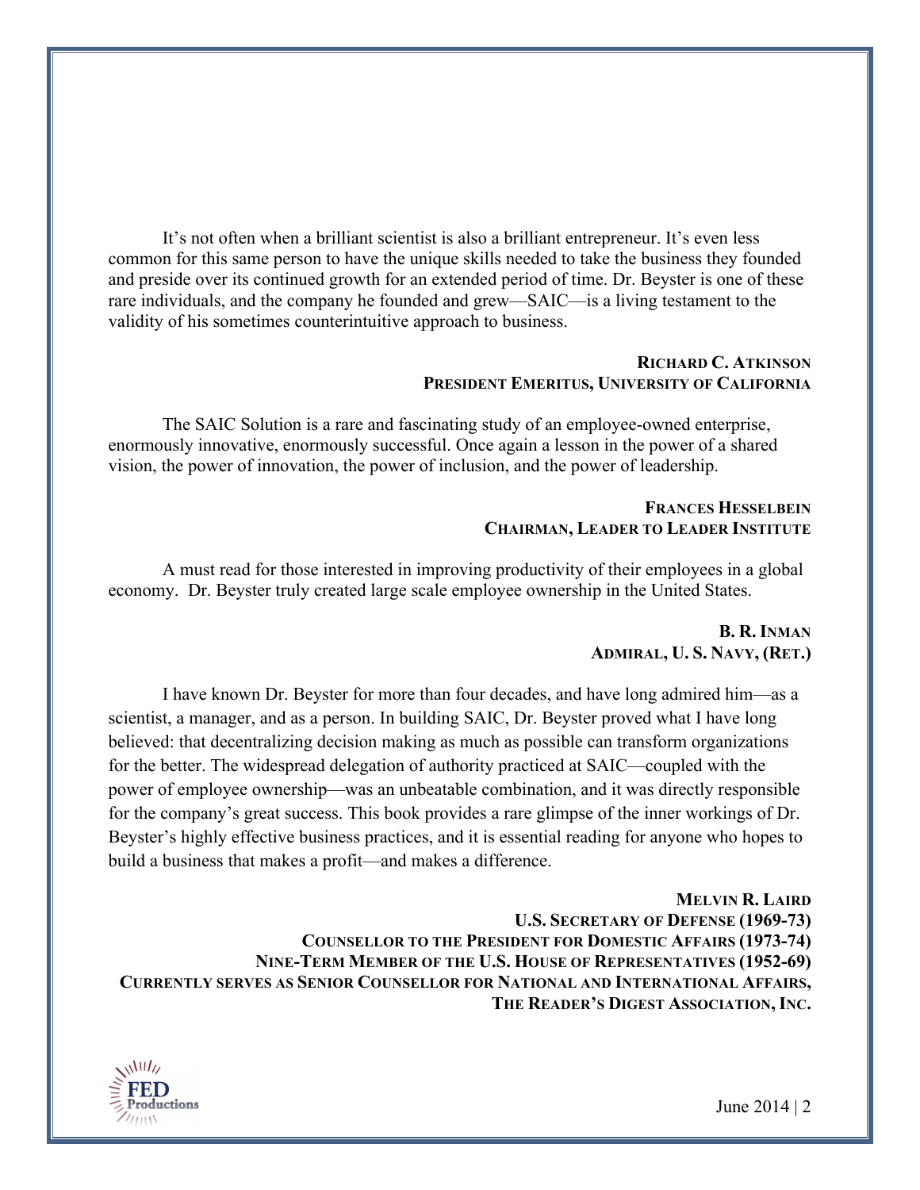It's not often when a brilliant scientist is also a brilliant entrepreneur. It's even less common for this same person to have the unique skills needed to take the business they founded and preside over its continued growth for an extended period of time. Dr. Beyster is one of these rare individuals, and the company he founded and grew—SAIC—is a living testament to the validity of his sometimes counterintuitive approach to business.

**RICHARD C. ATKINSON**
**PRESIDENT EMERITUS, UNIVERSITY OF CALIFORNIA**

The SAIC Solution is a rare and fascinating study of an employee-owned enterprise, enormously innovative, enormously successful. Once again a lesson in the power of a shared vision, the power of innovation, the power of inclusion, and the power of leadership.

**FRANCES HESSELBEIN**
**CHAIRMAN, LEADER TO LEADER INSTITUTE**

A must read for those interested in improving productivity of their employees in a global economy. Dr. Beyster truly created large scale employee ownership in the United States.

**B. R. INMAN**
**ADMIRAL, U. S. NAVY, (RET.)**

I have known Dr. Beyster for more than four decades, and have long admired him—as a scientist, a manager, and as a person. In building SAIC, Dr. Beyster proved what I have long believed: that decentralizing decision making as much as possible can transform organizations for the better. The widespread delegation of authority practiced at SAIC—coupled with the power of employee ownership—was an unbeatable combination, and it was directly responsible for the company's great success. This book provides a rare glimpse of the inner workings of Dr. Beyster's highly effective business practices, and it is essential reading for anyone who hopes to build a business that makes a profit—and makes a difference.

**MELVIN R. LAIRD**
**U.S. SECRETARY OF DEFENSE (1969-73)**
**COUNSELLOR TO THE PRESIDENT FOR DOMESTIC AFFAIRS (1973-74)**
**NINE-TERM MEMBER OF THE U.S. HOUSE OF REPRESENTATIVES (1952-69)**
**CURRENTLY SERVES AS SENIOR COUNSELLOR FOR NATIONAL AND INTERNATIONAL AFFAIRS, THE READER'S DIGEST ASSOCIATION, INC.**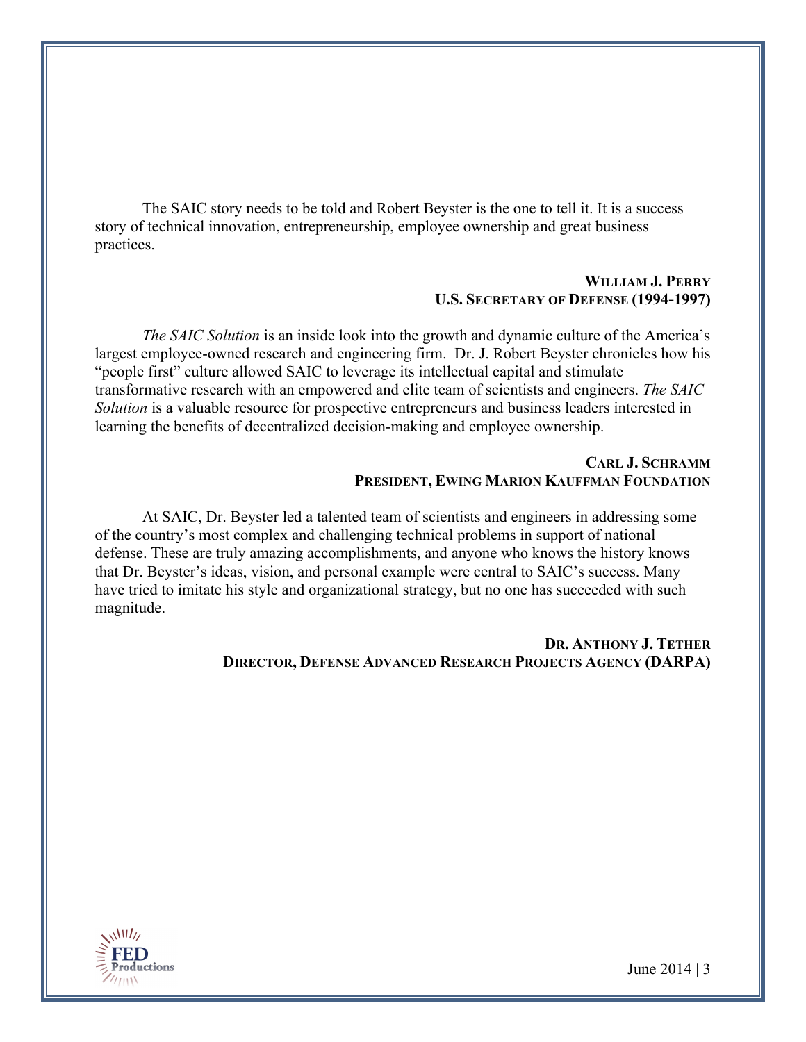The SAIC story needs to be told and Robert Beyster is the one to tell it. It is a success story of technical innovation, entrepreneurship, employee ownership and great business practices.

**WILLIAM J. PERRY**
**U.S. SECRETARY OF DEFENSE (1994-1997)**

*The SAIC Solution* is an inside look into the growth and dynamic culture of the America's largest employee-owned research and engineering firm. Dr. J. Robert Beyster chronicles how his "people first" culture allowed SAIC to leverage its intellectual capital and stimulate transformative research with an empowered and elite team of scientists and engineers. *The SAIC Solution* is a valuable resource for prospective entrepreneurs and business leaders interested in learning the benefits of decentralized decision-making and employee ownership.

**CARL J. SCHRAMM**
**PRESIDENT, EWING MARION KAUFFMAN FOUNDATION**

At SAIC, Dr. Beyster led a talented team of scientists and engineers in addressing some of the country's most complex and challenging technical problems in support of national defense. These are truly amazing accomplishments, and anyone who knows the history knows that Dr. Beyster's ideas, vision, and personal example were central to SAIC's success. Many have tried to imitate his style and organizational strategy, but no one has succeeded with such magnitude.

**DR. ANTHONY J. TETHER**
**DIRECTOR, DEFENSE ADVANCED RESEARCH PROJECTS AGENCY (DARPA)**